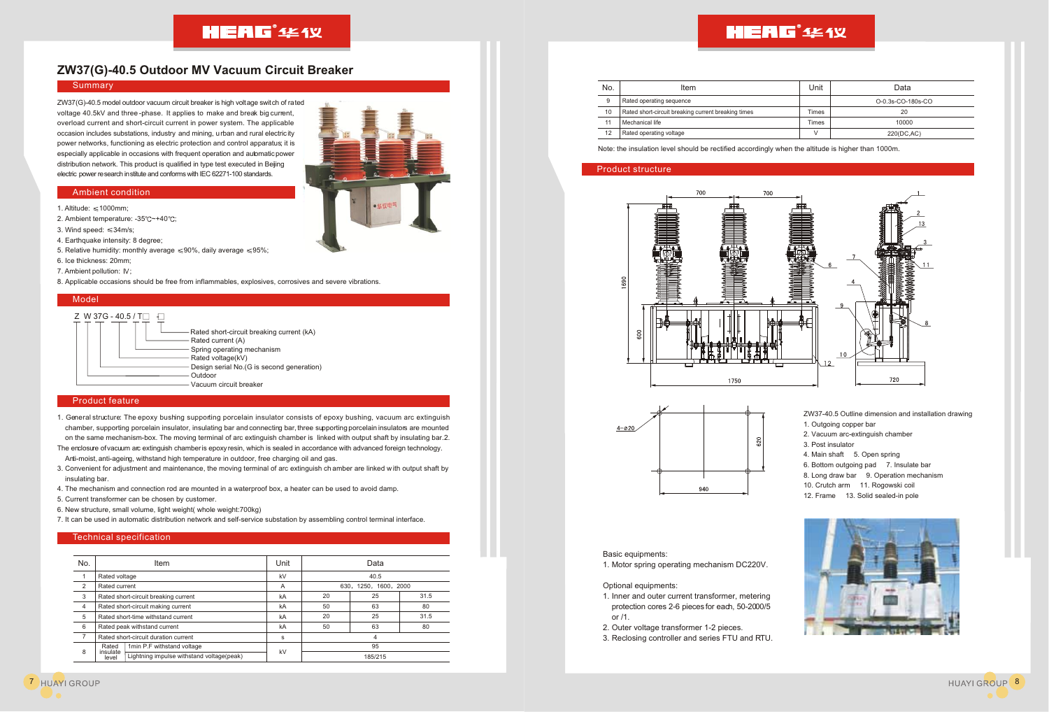# ZW37(G)-40.5 Outdoor MV Vacuum Circuit Breaker

## Summary

ZW37(G)-40.5 model outdoor vacuum circuit breaker is high voltage switch of rated voltage 40.5kV and three-phase. It applies to make and break big current, overload current and short-circuit current in power system. The applicable occasion includes substations, industry and mining, urban and rural electricity power networks, functioning as electric protection and control apparatus; it is especially applicable in occasions with frequent operation and automatic power distribution network. This product is qualified in type test executed in Beijing electric power research institute and conforms with IEC 62271-100 standards.

## Ambient condition

1. Altitude: ≤1000mm;
2. Ambient temperature: -35℃~+40℃;
3. Wind speed: ≤34m/s;
4. Earthquake intensity: 8 degree;
5. Relative humidity: monthly average ≤90%, daily average ≤95%;
6. Ice thickness: 20mm;
7. Ambient pollution: Ⅳ;
8. Applicable occasions should be free from inflammables, explosives, corrosives and severe vibrations.

## Model

Z W 37G - 40.5 / T□ -□

- Rated short-circuit breaking current (kA)
- Rated current (A)
- Spring operating mechanism
- Rated voltage(kV)
- Design serial No.(G is second generation)
- Outdoor
- Vacuum circuit breaker

## Product feature

1. General structure: The epoxy bushing supporting porcelain insulator consists of epoxy bushing, vacuum arc extinguish chamber, supporting porcelain insulator, insulating bar and connecting bar, three supporting porcelain insulators are mounted on the same mechanism-box. The moving terminal of arc extinguish chamber is linked with output shaft by insulating bar.2. The enclosure of vacuum arc extinguish chamber is epoxy resin, which is sealed in accordance with advanced foreign technology. Anti-moist, anti-ageing, withstand high temperature in outdoor, free charging oil and gas.
3. Convenient for adjustment and maintenance, the moving terminal of arc extinguish chamber are linked with output shaft by insulating bar.
4. The mechanism and connection rod are mounted in a waterproof box, a heater can be used to avoid damp.
5. Current transformer can be chosen by customer.
6. New structure, small volume, light weight( whole weight:700kg)
7. It can be used in automatic distribution network and self-service substation by assembling control terminal interface.

## Technical specification

| No. | Item | | Unit | Data | | |
|---|---|---|---|---|---|---|
| 1 | Rated voltage | | kV | 40.5 | | |
| 2 | Rated current | | A | 630, 1250, 1600, 2000 | | |
| 3 | Rated short-circuit breaking current | | kA | 20 | 25 | 31.5 |
| 4 | Rated short-circuit making current | | kA | 50 | 63 | 80 |
| 5 | Rated short-time withstand current | | kA | 20 | 25 | 31.5 |
| 6 | Rated peak withstand current | | kA | 50 | 63 | 80 |
| 7 | Rated short-circuit duration current | | s | 4 | | |
| 8 | Rated insulate level | 1min P.F withstand voltage | kV | 95 | | |
| | | Lightning impulse withstand voltage(peak) | | 185/215 | | |
| 9 | Rated operating sequence | | | O-0.3s-CO-180s-CO | | |
| 10 | Rated short-circuit breaking current breaking times | | Times | 20 | | |
| 11 | Mechanical life | | Times | 10000 | | |
| 12 | Rated operating voltage | | V | 220(DC,AC) | | |

Note: the insulation level should be rectified accordingly when the altitude is higher than 1000m.

## Product structure

ZW37-40.5 Outline dimension and installation drawing

1. Outgoing copper bar
2. Vacuum arc-extinguish chamber
3. Post insulator
4. Main shaft 5. Open spring
6. Bottom outgoing pad 7. Insulate bar
8. Long draw bar 9. Operation mechanism
10. Crutch arm 11. Rogowski coil
12. Frame 13. Solid sealed-in pole

Basic equipments:

1. Motor spring operating mechanism DC220V.

Optional equipments:

1. Inner and outer current transformer, metering protection cores 2-6 pieces for each, 50-2000/5 or /1.
2. Outer voltage transformer 1-2 pieces.
3. Reclosing controller and series FTU and RTU.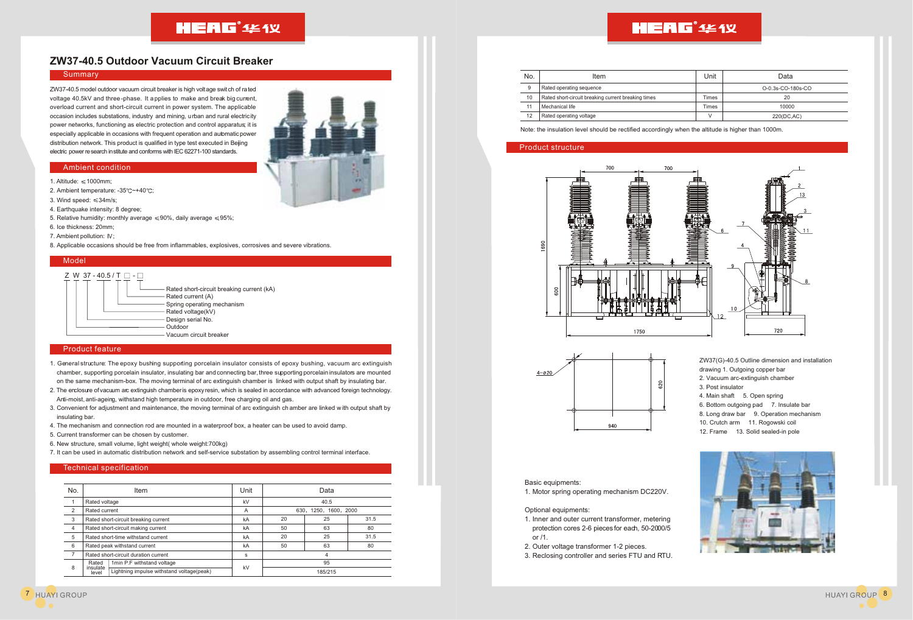# ZW37-40.5 Outdoor Vacuum Circuit Breaker

## Summary

ZW37-40.5 model outdoor vacuum circuit breaker is high voltage switch of rated voltage 40.5kV and three-phase. It applies to make and break big current, overload current and short-circuit current in power system. The applicable occasion includes substations, industry and mining, urban and rural electricity power networks, functioning as electric protection and control apparatus; it is especially applicable in occasions with frequent operation and automatic power distribution network. This product is qualified in type test executed in Beijing electric power research institute and conforms with IEC 62271-100 standards.

## Ambient condition

1. Altitude: ≤1000mm;
2. Ambient temperature: -35℃~+40℃;
3. Wind speed: ≤34m/s;
4. Earthquake intensity: 8 degree;
5. Relative humidity: monthly average ≤90%, daily average ≤95%;
6. Ice thickness: 20mm;
7. Ambient pollution: Ⅳ;
8. Applicable occasions should be free from inflammables, explosives, corrosives and severe vibrations.

## Model

Z W 37 - 40.5 / T □ - □

- Rated short-circuit breaking current (kA)
- Rated current (A)
- Spring operating mechanism
- Rated voltage(kV)
- Design serial No.
- Outdoor
- Vacuum circuit breaker

## Product feature

1. General structure: The epoxy bushing supporting porcelain insulator consists of epoxy bushing, vacuum arc extinguish chamber, supporting porcelain insulator, insulating bar and connecting bar, three supporting porcelain insulators are mounted on the same mechanism-box. The moving terminal of arc extinguish chamber is linked with output shaft by insulating bar.
2. The enclosure of vacuum arc extinguish chamber is epoxy resin, which is sealed in accordance with advanced foreign technology. Anti-moist, anti-ageing, withstand high temperature in outdoor, free charging oil and gas.
3. Convenient for adjustment and maintenance, the moving terminal of arc extinguish chamber are linked with output shaft by insulating bar.
4. The mechanism and connection rod are mounted in a waterproof box, a heater can be used to avoid damp.
5. Current transformer can be chosen by customer.
6. New structure, small volume, light weight( whole weight:700kg)
7. It can be used in automatic distribution network and self-service substation by assembling control terminal interface.

## Technical specification

| No. | Item | | Unit | Data | | |
|---|---|---|---|---|---|---|
| 1 | Rated voltage | | kV | 40.5 | | |
| 2 | Rated current | | A | 630, 1250, 1600, 2000 | | |
| 3 | Rated short-circuit breaking current | | kA | 20 | 25 | 31.5 |
| 4 | Rated short-circuit making current | | kA | 50 | 63 | 80 |
| 5 | Rated short-time withstand current | | kA | 20 | 25 | 31.5 |
| 6 | Rated peak withstand current | | kA | 50 | 63 | 80 |
| 7 | Rated short-circuit duration current | | s | 4 | | |
| 8 | Rated insulate level | 1min P.F withstand voltage | kV | 95 | | |
| | | Lightning impulse withstand voltage(peak) | | 185/215 | | |
| 9 | Rated operating sequence | | | O-0.3s-CO-180s-CO | | |
| 10 | Rated short-circuit breaking current breaking times | | Times | 20 | | |
| 11 | Mechanical life | | Times | 10000 | | |
| 12 | Rated operating voltage | | V | 220(DC,AC) | | |

Note: the insulation level should be rectified accordingly when the altitude is higher than 1000m.

## Product structure

700 700 1690 600 1750 720

1 2 13 3 11 6 7 4 9 8 10 12

4-ø20 620 940

ZW37(G)-40.5 Outline dimension and installation drawing 1. Outgoing copper bar 2. Vacuum arc-extinguish chamber 3. Post insulator 4. Main shaft 5. Open spring 6. Bottom outgoing pad 7. Insulate bar 8. Long draw bar 9. Operation mechanism 10. Crutch arm 11. Rogowski coil 12. Frame 13. Solid sealed-in pole

Basic equipments:

1. Motor spring operating mechanism DC220V.

Optional equipments:

1. Inner and outer current transformer, metering protection cores 2-6 pieces for each, 50-2000/5 or /1.
2. Outer voltage transformer 1-2 pieces.
3. Reclosing controller and series FTU and RTU.